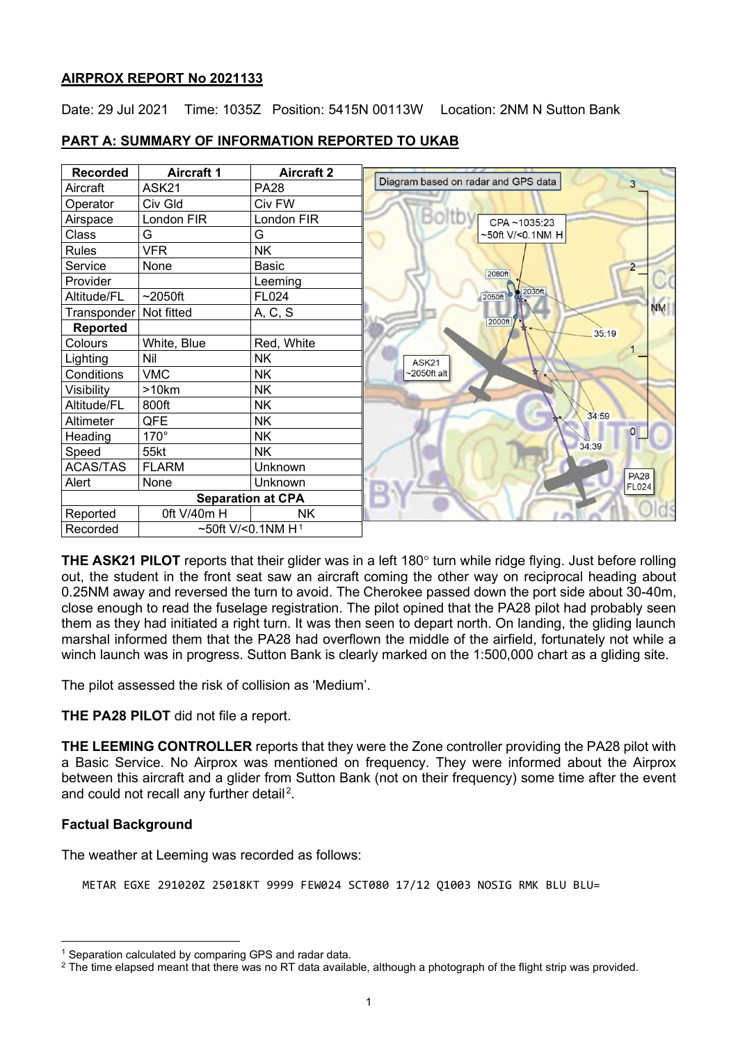**AIRPROX REPORT No 2021133**

Date: 29 Jul 2021 Time: 1035Z Position: 5415N 00113W Location: 2NM N Sutton Bank

## PART A: SUMMARY OF INFORMATION REPORTED TO UKAB

| Recorded | Aircraft 1 | Aircraft 2 |
|---|---|---|
| Aircraft | ASK21 | PA28 |
| Operator | Civ Gld | Civ FW |
| Airspace | London FIR | London FIR |
| Class | G | G |
| Rules | VFR | NK |
| Service | None | Basic |
| Provider | | Leeming |
| Altitude/FL | ~2050ft | FL024 |
| Transponder | Not fitted | A, C, S |
| **Reported** | | |
| Colours | White, Blue | Red, White |
| Lighting | Nil | NK |
| Conditions | VMC | NK |
| Visibility | >10km | NK |
| Altitude/FL | 800ft | NK |
| Altimeter | QFE | NK |
| Heading | 170° | NK |
| Speed | 55kt | NK |
| ACAS/TAS | FLARM | Unknown |
| Alert | None | Unknown |
| **Separation at CPA** | | |
| Reported | 0ft V/40m H | NK |
| Recorded | ~50ft V/<0.1NM H[1] | |

Diagram based on radar and GPS data

CPA ~1035:23 ~50ft V/<0.1NM H

**THE ASK21 PILOT** reports that their glider was in a left 180° turn while ridge flying. Just before rolling out, the student in the front seat saw an aircraft coming the other way on reciprocal heading about 0.25NM away and reversed the turn to avoid. The Cherokee passed down the port side about 30-40m, close enough to read the fuselage registration. The pilot opined that the PA28 pilot had probably seen them as they had initiated a right turn. It was then seen to depart north. On landing, the gliding launch marshal informed them that the PA28 had overflown the middle of the airfield, fortunately not while a winch launch was in progress. Sutton Bank is clearly marked on the 1:500,000 chart as a gliding site.

The pilot assessed the risk of collision as 'Medium'.

**THE PA28 PILOT** did not file a report.

**THE LEEMING CONTROLLER** reports that they were the Zone controller providing the PA28 pilot with a Basic Service. No Airprox was mentioned on frequency. They were informed about the Airprox between this aircraft and a glider from Sutton Bank (not on their frequency) some time after the event and could not recall any further detail[2].

### Factual Background

The weather at Leeming was recorded as follows:

```
METAR EGXE 291020Z 25018KT 9999 FEW024 SCT080 17/12 Q1003 NOSIG RMK BLU BLU=
```

[1] Separation calculated by comparing GPS and radar data.
[2] The time elapsed meant that there was no RT data available, although a photograph of the flight strip was provided.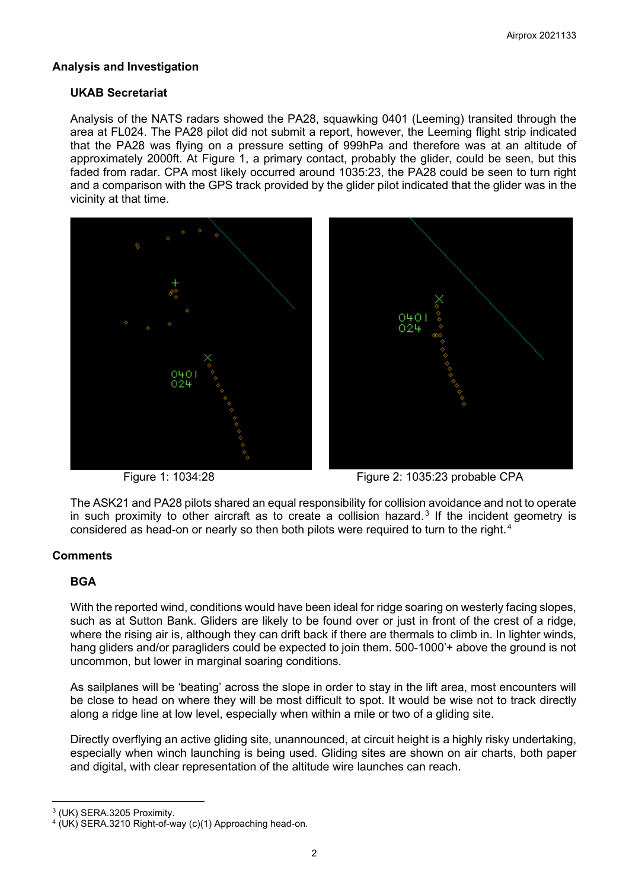## Analysis and Investigation

### UKAB Secretariat

Analysis of the NATS radars showed the PA28, squawking 0401 (Leeming) transited through the area at FL024. The PA28 pilot did not submit a report, however, the Leeming flight strip indicated that the PA28 was flying on a pressure setting of 999hPa and therefore was at an altitude of approximately 2000ft. At Figure 1, a primary contact, probably the glider, could be seen, but this faded from radar. CPA most likely occurred around 1035:23, the PA28 could be seen to turn right and a comparison with the GPS track provided by the glider pilot indicated that the glider was in the vicinity at that time.

Figure 1: 1034:28

Figure 2: 1035:23 probable CPA

The ASK21 and PA28 pilots shared an equal responsibility for collision avoidance and not to operate in such proximity to other aircraft as to create a collision hazard.[3] If the incident geometry is considered as head-on or nearly so then both pilots were required to turn to the right.[4]

## Comments

### BGA

With the reported wind, conditions would have been ideal for ridge soaring on westerly facing slopes, such as at Sutton Bank. Gliders are likely to be found over or just in front of the crest of a ridge, where the rising air is, although they can drift back if there are thermals to climb in. In lighter winds, hang gliders and/or paragliders could be expected to join them. 500-1000'+ above the ground is not uncommon, but lower in marginal soaring conditions.

As sailplanes will be 'beating' across the slope in order to stay in the lift area, most encounters will be close to head on where they will be most difficult to spot. It would be wise not to track directly along a ridge line at low level, especially when within a mile or two of a gliding site.

Directly overflying an active gliding site, unannounced, at circuit height is a highly risky undertaking, especially when winch launching is being used. Gliding sites are shown on air charts, both paper and digital, with clear representation of the altitude wire launches can reach.

---

[3] (UK) SERA.3205 Proximity.

[4] (UK) SERA.3210 Right-of-way (c)(1) Approaching head-on.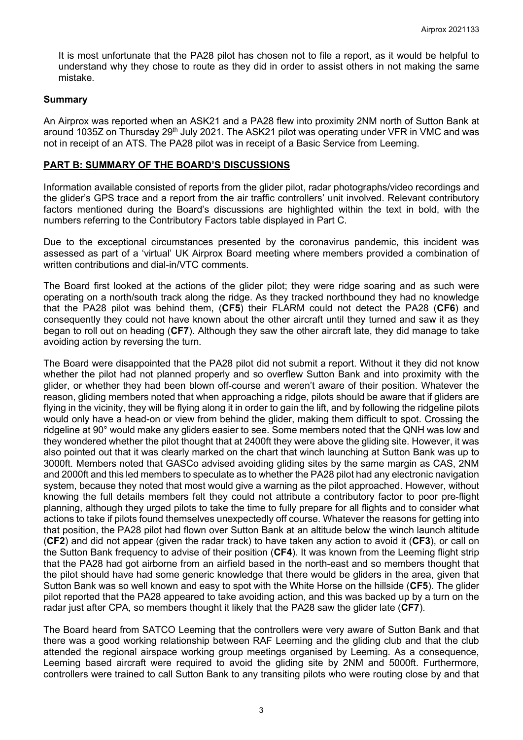It is most unfortunate that the PA28 pilot has chosen not to file a report, as it would be helpful to understand why they chose to route as they did in order to assist others in not making the same mistake.

### Summary

An Airprox was reported when an ASK21 and a PA28 flew into proximity 2NM north of Sutton Bank at around 1035Z on Thursday 29th July 2021. The ASK21 pilot was operating under VFR in VMC and was not in receipt of an ATS. The PA28 pilot was in receipt of a Basic Service from Leeming.

## PART B: SUMMARY OF THE BOARD'S DISCUSSIONS

Information available consisted of reports from the glider pilot, radar photographs/video recordings and the glider's GPS trace and a report from the air traffic controllers' unit involved. Relevant contributory factors mentioned during the Board's discussions are highlighted within the text in bold, with the numbers referring to the Contributory Factors table displayed in Part C.

Due to the exceptional circumstances presented by the coronavirus pandemic, this incident was assessed as part of a 'virtual' UK Airprox Board meeting where members provided a combination of written contributions and dial-in/VTC comments.

The Board first looked at the actions of the glider pilot; they were ridge soaring and as such were operating on a north/south track along the ridge. As they tracked northbound they had no knowledge that the PA28 pilot was behind them, (**CF5**) their FLARM could not detect the PA28 (**CF6**) and consequently they could not have known about the other aircraft until they turned and saw it as they began to roll out on heading (**CF7**). Although they saw the other aircraft late, they did manage to take avoiding action by reversing the turn.

The Board were disappointed that the PA28 pilot did not submit a report. Without it they did not know whether the pilot had not planned properly and so overflew Sutton Bank and into proximity with the glider, or whether they had been blown off-course and weren't aware of their position. Whatever the reason, gliding members noted that when approaching a ridge, pilots should be aware that if gliders are flying in the vicinity, they will be flying along it in order to gain the lift, and by following the ridgeline pilots would only have a head-on or view from behind the glider, making them difficult to spot. Crossing the ridgeline at 90° would make any gliders easier to see. Some members noted that the QNH was low and they wondered whether the pilot thought that at 2400ft they were above the gliding site. However, it was also pointed out that it was clearly marked on the chart that winch launching at Sutton Bank was up to 3000ft. Members noted that GASCo advised avoiding gliding sites by the same margin as CAS, 2NM and 2000ft and this led members to speculate as to whether the PA28 pilot had any electronic navigation system, because they noted that most would give a warning as the pilot approached. However, without knowing the full details members felt they could not attribute a contributory factor to poor pre-flight planning, although they urged pilots to take the time to fully prepare for all flights and to consider what actions to take if pilots found themselves unexpectedly off course. Whatever the reasons for getting into that position, the PA28 pilot had flown over Sutton Bank at an altitude below the winch launch altitude (**CF2**) and did not appear (given the radar track) to have taken any action to avoid it (**CF3**), or call on the Sutton Bank frequency to advise of their position (**CF4**). It was known from the Leeming flight strip that the PA28 had got airborne from an airfield based in the north-east and so members thought that the pilot should have had some generic knowledge that there would be gliders in the area, given that Sutton Bank was so well known and easy to spot with the White Horse on the hillside (**CF5**). The glider pilot reported that the PA28 appeared to take avoiding action, and this was backed up by a turn on the radar just after CPA, so members thought it likely that the PA28 saw the glider late (**CF7**).

The Board heard from SATCO Leeming that the controllers were very aware of Sutton Bank and that there was a good working relationship between RAF Leeming and the gliding club and that the club attended the regional airspace working group meetings organised by Leeming. As a consequence, Leeming based aircraft were required to avoid the gliding site by 2NM and 5000ft. Furthermore, controllers were trained to call Sutton Bank to any transiting pilots who were routing close by and that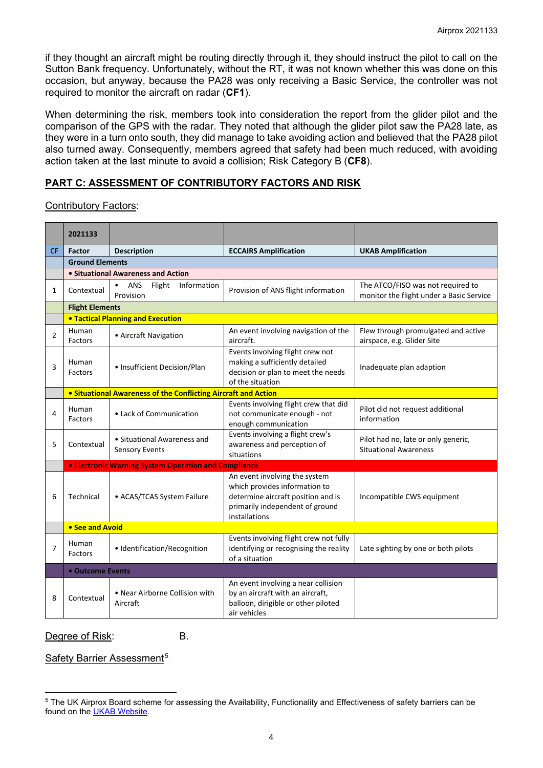if they thought an aircraft might be routing directly through it, they should instruct the pilot to call on the Sutton Bank frequency. Unfortunately, without the RT, it was not known whether this was done on this occasion, but anyway, because the PA28 was only receiving a Basic Service, the controller was not required to monitor the aircraft on radar (**CF1**).

When determining the risk, members took into consideration the report from the glider pilot and the comparison of the GPS with the radar. They noted that although the glider pilot saw the PA28 late, as they were in a turn onto south, they did manage to take avoiding action and believed that the PA28 pilot also turned away. Consequently, members agreed that safety had been much reduced, with avoiding action taken at the last minute to avoid a collision; Risk Category B (**CF8**).

## PART C: ASSESSMENT OF CONTRIBUTORY FACTORS AND RISK

Contributory Factors:

| | 2021133 | | | |
|---|---|---|---|---|
| **CF** | **Factor** | **Description** | **ECCAIRS Amplification** | **UKAB Amplification** |
| | **Ground Elements** | | | |
| | **• Situational Awareness and Action** | | | |
| 1 | Contextual | • ANS Flight Information Provision | Provision of ANS flight information | The ATCO/FISO was not required to monitor the flight under a Basic Service |
| | **Flight Elements** | | | |
| | **• Tactical Planning and Execution** | | | |
| 2 | Human Factors | • Aircraft Navigation | An event involving navigation of the aircraft. | Flew through promulgated and active airspace, e.g. Glider Site |
| 3 | Human Factors | • Insufficient Decision/Plan | Events involving flight crew not making a sufficiently detailed decision or plan to meet the needs of the situation | Inadequate plan adaption |
| | **• Situational Awareness of the Conflicting Aircraft and Action** | | | |
| 4 | Human Factors | • Lack of Communication | Events involving flight crew that did not communicate enough - not enough communication | Pilot did not request additional information |
| 5 | Contextual | • Situational Awareness and Sensory Events | Events involving a flight crew's awareness and perception of situations | Pilot had no, late or only generic, Situational Awareness |
| | **• Electronic Warning System Operation and Compliance** | | | |
| 6 | Technical | • ACAS/TCAS System Failure | An event involving the system which provides information to determine aircraft position and is primarily independent of ground installations | Incompatible CWS equipment |
| | **• See and Avoid** | | | |
| 7 | Human Factors | • Identification/Recognition | Events involving flight crew not fully identifying or recognising the reality of a situation | Late sighting by one or both pilots |
| | **• Outcome Events** | | | |
| 8 | Contextual | • Near Airborne Collision with Aircraft | An event involving a near collision by an aircraft with an aircraft, balloon, dirigible or other piloted air vehicles | |

Degree of Risk: B.

Safety Barrier Assessment[5]

[5] The UK Airprox Board scheme for assessing the Availability, Functionality and Effectiveness of safety barriers can be found on the UKAB Website.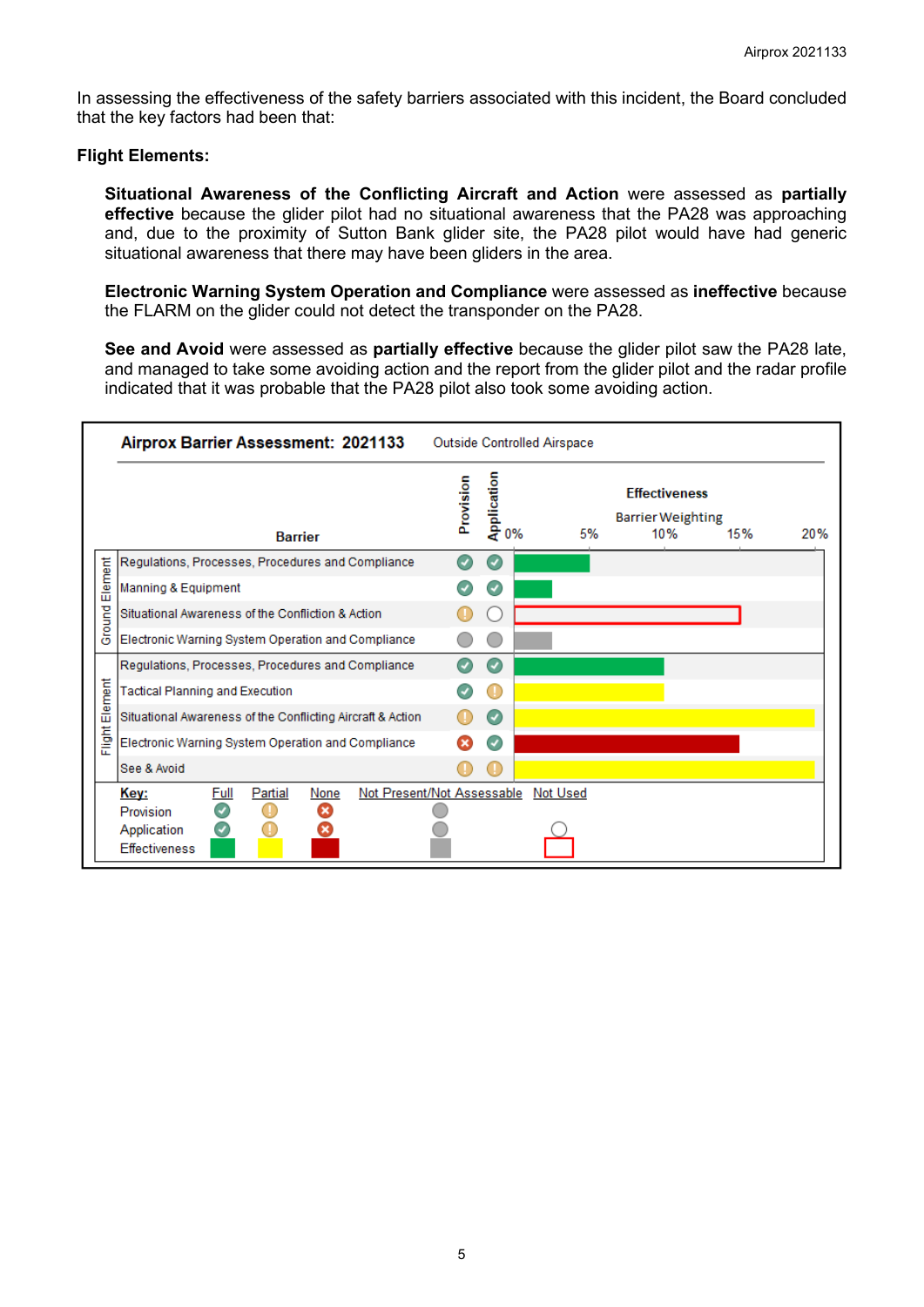In assessing the effectiveness of the safety barriers associated with this incident, the Board concluded that the key factors had been that:

**Flight Elements:**

**Situational Awareness of the Conflicting Aircraft and Action** were assessed as **partially effective** because the glider pilot had no situational awareness that the PA28 was approaching and, due to the proximity of Sutton Bank glider site, the PA28 pilot would have had generic situational awareness that there may have been gliders in the area.

**Electronic Warning System Operation and Compliance** were assessed as **ineffective** because the FLARM on the glider could not detect the transponder on the PA28.

**See and Avoid** were assessed as **partially effective** because the glider pilot saw the PA28 late, and managed to take some avoiding action and the report from the glider pilot and the radar profile indicated that it was probable that the PA28 pilot also took some avoiding action.

**Airprox Barrier Assessment: 2021133** Outside Controlled Airspace

Barrier

Provision

Application

Effectiveness

Barrier Weighting

0%
5%
10%
15%
20%

Ground Element

Regulations, Processes, Procedures and Compliance

Manning & Equipment

Situational Awareness of the Confliction & Action

Electronic Warning System Operation and Compliance

Flight Element

Regulations, Processes, Procedures and Compliance

Tactical Planning and Execution

Situational Awareness of the Conflicting Aircraft & Action

Electronic Warning System Operation and Compliance

See & Avoid

Key: Full Partial None Not Present/Not Assessable Not Used

Provision

Application

Effectiveness